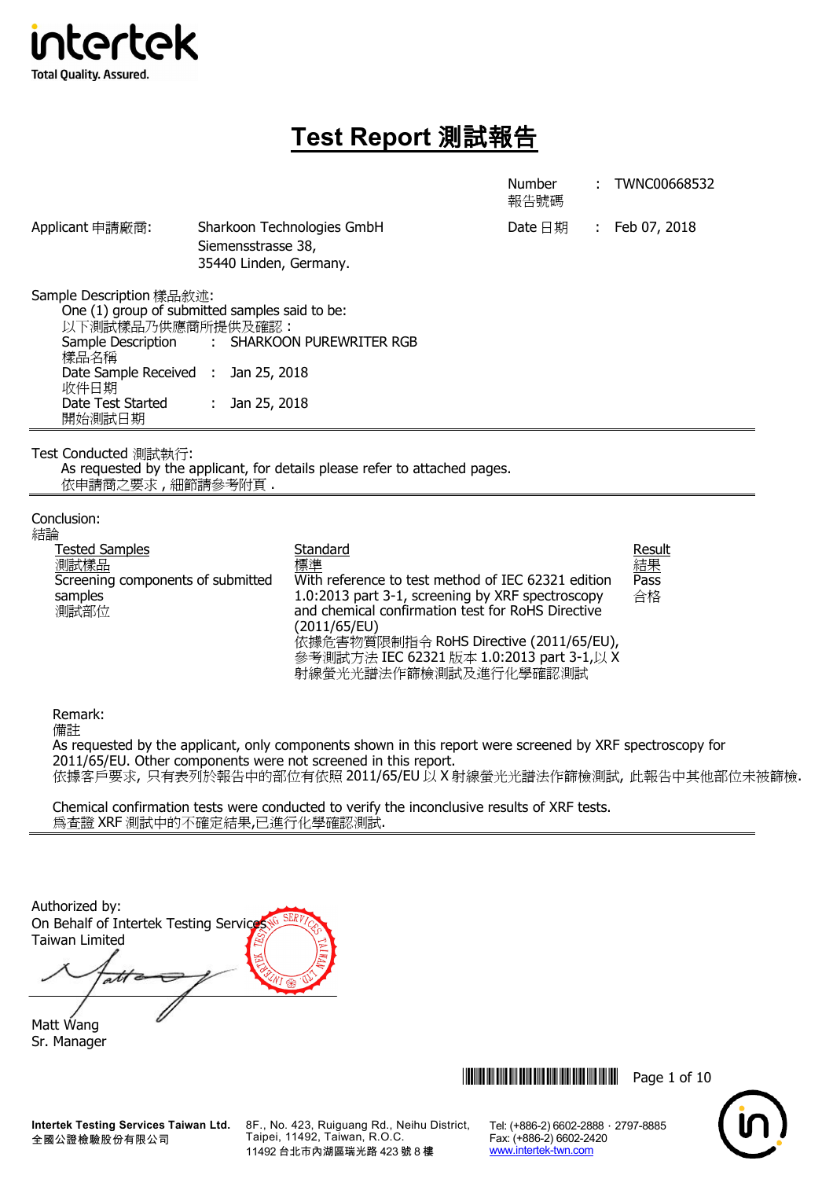intertek
Total Quality. Assured.

# Test Report 測試報告

Number 報告號碼 : TWNC00668532

Applicant 申請廠商: Sharkoon Technologies GmbH
Siemensstrasse 38,
35440 Linden, Germany.

Date 日期 : Feb 07, 2018

Sample Description 樣品敘述:
One (1) group of submitted samples said to be:
以下測試樣品乃供應商所提供及確認：

Sample Description 樣品名稱 : SHARKOON PUREWRITER RGB
Date Sample Received 收件日期 : Jan 25, 2018
Date Test Started 開始測試日期 : Jan 25, 2018

Test Conducted 測試執行:
As requested by the applicant, for details please refer to attached pages.
依申請商之要求，細節請參考附頁．

Conclusion:
結論

| Tested Samples 測試樣品 | Standard 標準 | Result 結果 |
|---|---|---|
| Screening components of submitted samples 測試部位 | With reference to test method of IEC 62321 edition 1.0:2013 part 3-1, screening by XRF spectroscopy and chemical confirmation test for RoHS Directive (2011/65/EU) 依據危害物質限制指令 RoHS Directive (2011/65/EU), 參考測試方法 IEC 62321 版本 1.0:2013 part 3-1,以 X 射線螢光光譜法作篩檢測試及進行化學確認測試 | Pass 合格 |

Remark:
備註
As requested by the applicant, only components shown in this report were screened by XRF spectroscopy for 2011/65/EU. Other components were not screened in this report.
依據客戶要求, 只有表列於報告中的部位有依照 2011/65/EU 以 X 射線螢光光譜法作篩檢測試, 此報告中其他部位未被篩檢.

Chemical confirmation tests were conducted to verify the inconclusive results of XRF tests.
爲查證 XRF 測試中的不確定結果,已進行化學確認測試.

Authorized by:
On Behalf of Intertek Testing Services Taiwan Limited

Matt Wang
Sr. Manager

Intertek Testing Services Taiwan Ltd.
全國公證檢驗股份有限公司
8F., No. 423, Ruiguang Rd., Neihu District, Taipei, 11492, Taiwan, R.O.C.
11492 台北市內湖區瑞光路 423 號 8 樓
Tel: (+886-2) 6602-2888 · 2797-8885
Fax: (+886-2) 6602-2420
www.intertek-twn.com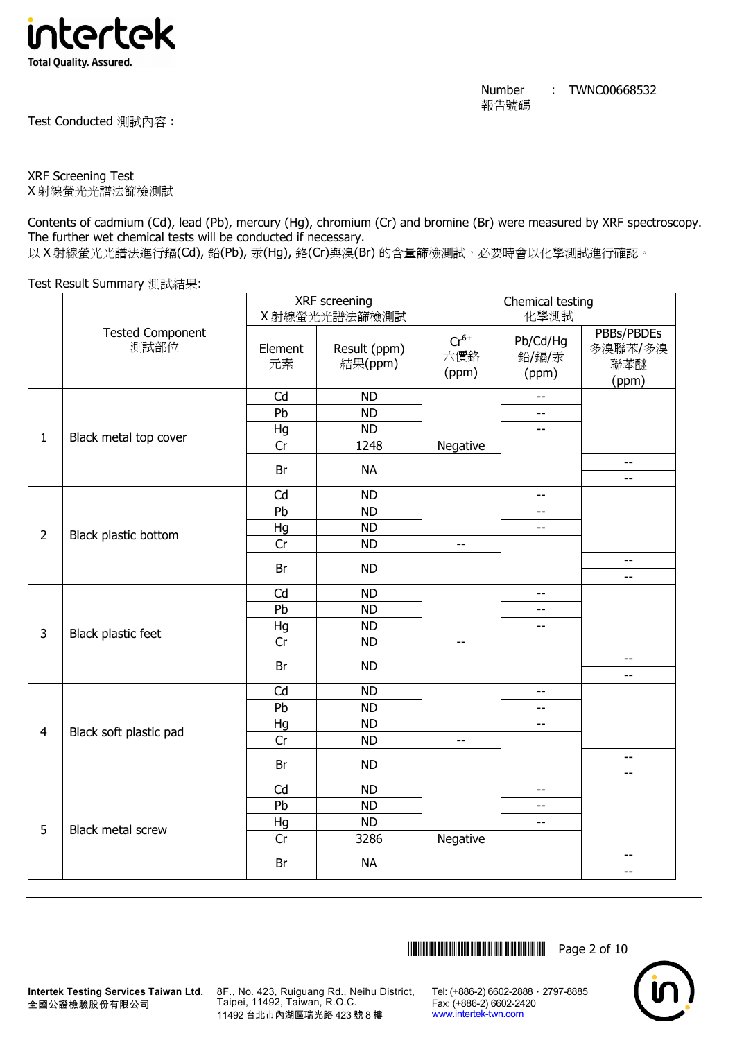Number 報告號碼 : TWNC00668532

Test Conducted 測試內容 :

XRF Screening Test
X 射線螢光光譜法篩檢測試

Contents of cadmium (Cd), lead (Pb), mercury (Hg), chromium (Cr) and bromine (Br) were measured by XRF spectroscopy. The further wet chemical tests will be conducted if necessary.
以 X 射線螢光光譜法進行鎘(Cd), 鉛(Pb), 汞(Hg), 鉻(Cr)與溴(Br) 的含量篩檢測試，必要時會以化學測試進行確認。

Test Result Summary 測試結果:

| | Tested Component 測試部位 | XRF screening X 射線螢光光譜法篩檢測試 | | Chemical testing 化學測試 | | |
|---|---|---|---|---|---|---|
| | | Element 元素 | Result (ppm) 結果(ppm) | $Cr^{6+}$ 六價鉻 (ppm) | Pb/Cd/Hg 鉛/鎘/汞 (ppm) | PBBs/PBDEs 多溴聯苯/多溴聯苯醚 (ppm) |
| 1 | Black metal top cover | Cd | ND | | -- | |
| | | Pb | ND | | -- | |
| | | Hg | ND | | -- | |
| | | Cr | 1248 | Negative | | |
| | | Br | NA | | | -- / -- |
| 2 | Black plastic bottom | Cd | ND | | -- | |
| | | Pb | ND | | -- | |
| | | Hg | ND | | -- | |
| | | Cr | ND | -- | | |
| | | Br | ND | | | -- / -- |
| 3 | Black plastic feet | Cd | ND | | -- | |
| | | Pb | ND | | -- | |
| | | Hg | ND | | -- | |
| | | Cr | ND | -- | | |
| | | Br | ND | | | -- / -- |
| 4 | Black soft plastic pad | Cd | ND | | -- | |
| | | Pb | ND | | -- | |
| | | Hg | ND | | -- | |
| | | Cr | ND | -- | | |
| | | Br | ND | | | -- / -- |
| 5 | Black metal screw | Cd | ND | | -- | |
| | | Pb | ND | | -- | |
| | | Hg | ND | | -- | |
| | | Cr | 3286 | Negative | | |
| | | Br | NA | | | -- / -- |

Intertek Testing Services Taiwan Ltd. 全國公證檢驗股份有限公司
8F., No. 423, Ruiguang Rd., Neihu District, Taipei, 11492, Taiwan, R.O.C.
11492 台北市內湖區瑞光路 423 號 8 樓
Tel: (+886-2) 6602-2888．2797-8885
Fax: (+886-2) 6602-2420
www.intertek-twn.com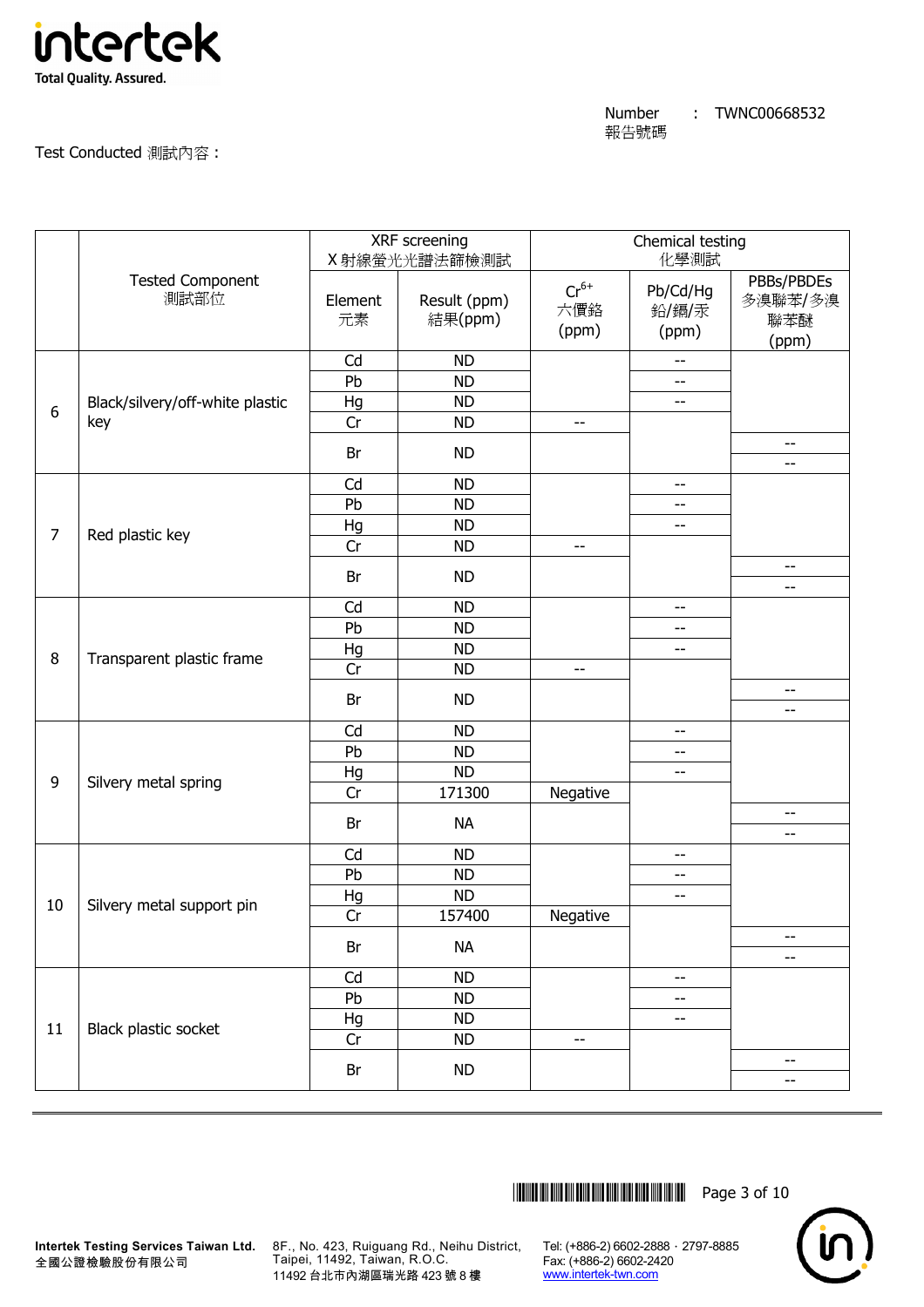Number 報告號碼 : TWNC00668532

Test Conducted 測試內容 :

| No. | Tested Component 測試部位 | XRF screening X射線螢光光譜法篩檢測試 | | Chemical testing 化學測試 | | |
|---|---|---|---|---|---|---|
| | | Element 元素 | Result (ppm) 結果(ppm) | $Cr^{6+}$ 六價鉻 (ppm) | Pb/Cd/Hg 鉛/鎘/汞 (ppm) | PBBs/PBDEs 多溴聯苯/多溴聯苯醚 (ppm) |
| 6 | Black/silvery/off-white plastic key | Cd | ND | | -- | |
| | | Pb | ND | | -- | |
| | | Hg | ND | | -- | |
| | | Cr | ND | -- | | |
| | | Br | ND | | | -- / -- |
| 7 | Red plastic key | Cd | ND | | -- | |
| | | Pb | ND | | -- | |
| | | Hg | ND | | -- | |
| | | Cr | ND | -- | | |
| | | Br | ND | | | -- / -- |
| 8 | Transparent plastic frame | Cd | ND | | -- | |
| | | Pb | ND | | -- | |
| | | Hg | ND | | -- | |
| | | Cr | ND | -- | | |
| | | Br | ND | | | -- / -- |
| 9 | Silvery metal spring | Cd | ND | | -- | |
| | | Pb | ND | | -- | |
| | | Hg | ND | | -- | |
| | | Cr | 171300 | Negative | | |
| | | Br | NA | | | -- / -- |
| 10 | Silvery metal support pin | Cd | ND | | -- | |
| | | Pb | ND | | -- | |
| | | Hg | ND | | -- | |
| | | Cr | 157400 | Negative | | |
| | | Br | NA | | | -- / -- |
| 11 | Black plastic socket | Cd | ND | | -- | |
| | | Pb | ND | | -- | |
| | | Hg | ND | | -- | |
| | | Cr | ND | -- | | |
| | | Br | ND | | | -- / -- |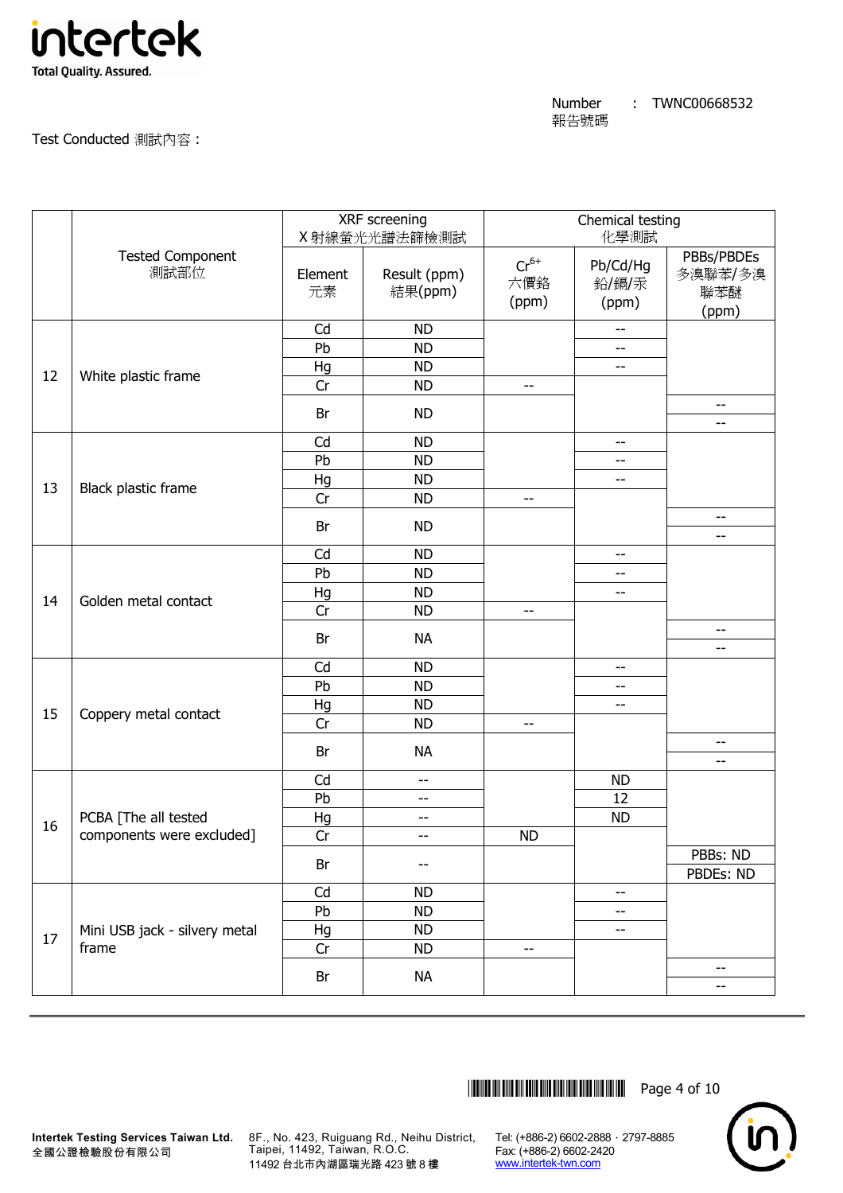Number 報告號碼 : TWNC00668532

Test Conducted 測試內容 :

| No. | Tested Component 測試部位 | XRF screening X 射線螢光光譜法篩檢測試 | | Chemical testing 化學測試 | | |
|---|---|---|---|---|---|---|
| | | Element 元素 | Result (ppm) 結果(ppm) | $Cr^{6+}$ 六價鉻 (ppm) | Pb/Cd/Hg 鉛/鎘/汞 (ppm) | PBBs/PBDEs 多溴聯苯/多溴聯苯醚 (ppm) |
| 12 | White plastic frame | Cd | ND | | -- | |
| | | Pb | ND | | -- | |
| | | Hg | ND | | -- | |
| | | Cr | ND | -- | | |
| | | Br | ND | | | -- / -- |
| 13 | Black plastic frame | Cd | ND | | -- | |
| | | Pb | ND | | -- | |
| | | Hg | ND | | -- | |
| | | Cr | ND | -- | | |
| | | Br | ND | | | -- / -- |
| 14 | Golden metal contact | Cd | ND | | -- | |
| | | Pb | ND | | -- | |
| | | Hg | ND | | -- | |
| | | Cr | ND | -- | | |
| | | Br | NA | | | -- / -- |
| 15 | Coppery metal contact | Cd | ND | | -- | |
| | | Pb | ND | | -- | |
| | | Hg | ND | | -- | |
| | | Cr | ND | -- | | |
| | | Br | NA | | | -- / -- |
| 16 | PCBA [The all tested components were excluded] | Cd | -- | | ND | |
| | | Pb | -- | | 12 | |
| | | Hg | -- | | ND | |
| | | Cr | -- | ND | | |
| | | Br | -- | | | PBBs: ND / PBDEs: ND |
| 17 | Mini USB jack - silvery metal frame | Cd | ND | | -- | |
| | | Pb | ND | | -- | |
| | | Hg | ND | | -- | |
| | | Cr | ND | -- | | |
| | | Br | NA | | | -- / -- |

Intertek Testing Services Taiwan Ltd.
全國公證檢驗股份有限公司

8F., No. 423, Ruiguang Rd., Neihu District, Taipei, 11492, Taiwan, R.O.C.
11492 台北市內湖區瑞光路 423 號 8 樓

Tel: (+886-2) 6602-2888 · 2797-8885
Fax: (+886-2) 6602-2420
www.intertek-twn.com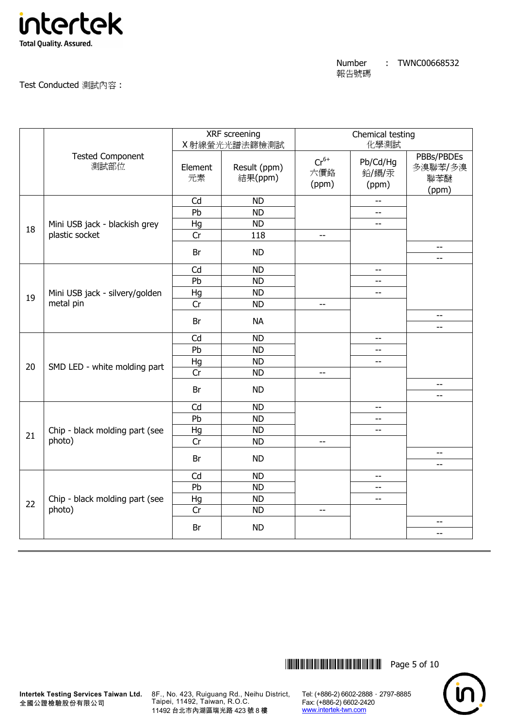Number 報告號碼 : TWNC00668532

Test Conducted 測試內容：

| | Tested Component 測試部位 | XRF screening X 射線螢光光譜法篩檢測試 | | Chemical testing 化學測試 | | |
|---|---|---|---|---|---|---|
| | | Element 元素 | Result (ppm) 結果(ppm) | $Cr^{6+}$ 六價鉻 (ppm) | Pb/Cd/Hg 鉛/鎘/汞 (ppm) | PBBs/PBDEs 多溴聯苯/多溴聯苯醚 (ppm) |
| 18 | Mini USB jack - blackish grey plastic socket | Cd | ND | | -- | |
| | | Pb | ND | | -- | |
| | | Hg | ND | | -- | |
| | | Cr | 118 | -- | | |
| | | Br | ND | | | -- / -- |
| 19 | Mini USB jack - silvery/golden metal pin | Cd | ND | | -- | |
| | | Pb | ND | | -- | |
| | | Hg | ND | | -- | |
| | | Cr | ND | -- | | |
| | | Br | NA | | | -- / -- |
| 20 | SMD LED - white molding part | Cd | ND | | -- | |
| | | Pb | ND | | -- | |
| | | Hg | ND | | -- | |
| | | Cr | ND | -- | | |
| | | Br | ND | | | -- / -- |
| 21 | Chip - black molding part (see photo) | Cd | ND | | -- | |
| | | Pb | ND | | -- | |
| | | Hg | ND | | -- | |
| | | Cr | ND | -- | | |
| | | Br | ND | | | -- / -- |
| 22 | Chip - black molding part (see photo) | Cd | ND | | -- | |
| | | Pb | ND | | -- | |
| | | Hg | ND | | -- | |
| | | Cr | ND | -- | | |
| | | Br | ND | | | -- / -- |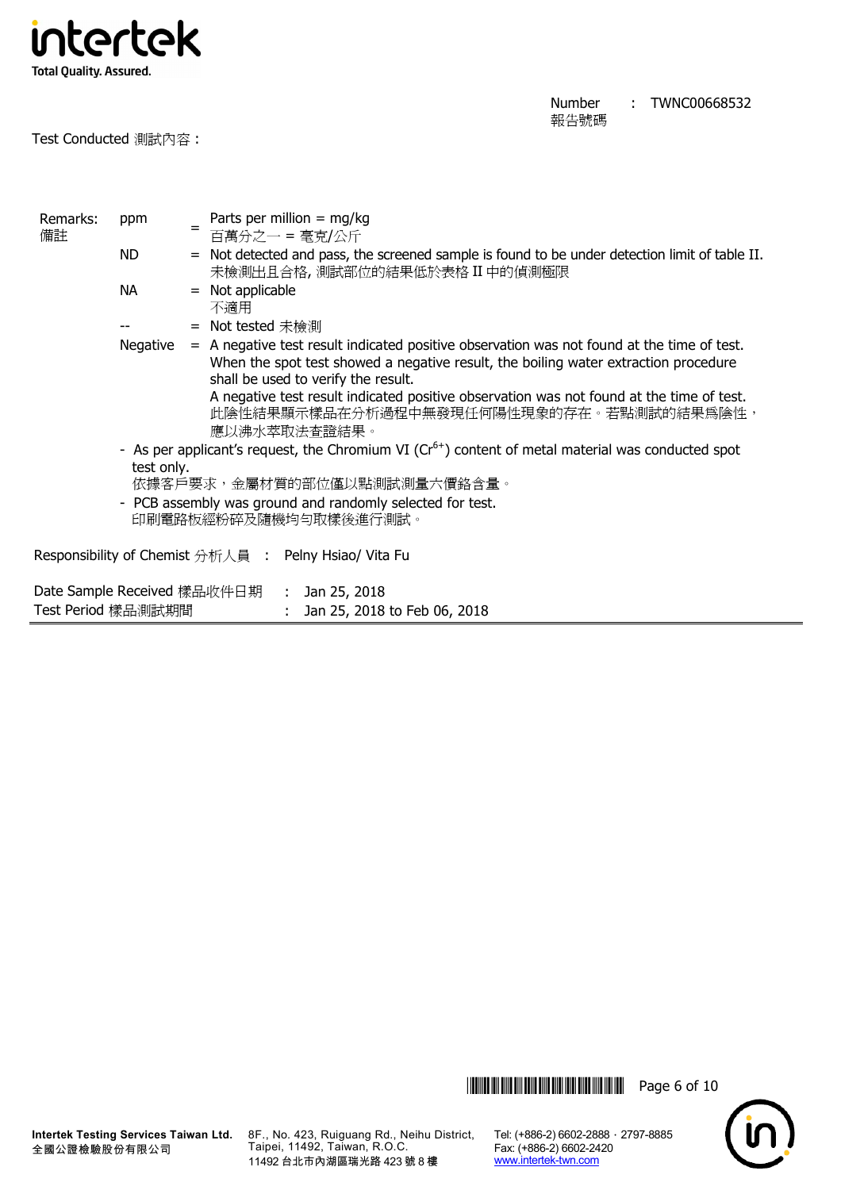Number 報告號碼 : TWNC00668532

Test Conducted 測試內容 :

Remarks: 備註

ppm = Parts per million = mg/kg
百萬分之一 = 毫克/公斤

ND = Not detected and pass, the screened sample is found to be under detection limit of table II.
未檢測出且合格, 測試部位的結果低於表格 II 中的偵測極限

NA = Not applicable
不適用

-- = Not tested 未檢測

Negative = A negative test result indicated positive observation was not found at the time of test. When the spot test showed a negative result, the boiling water extraction procedure shall be used to verify the result.
A negative test result indicated positive observation was not found at the time of test.
此陰性結果顯示樣品在分析過程中無發現任何陽性現象的存在。若點測試的結果爲陰性，應以沸水萃取法查證結果。

- As per applicant's request, the Chromium VI ($Cr^{6+}$) content of metal material was conducted spot test only.
  依據客戶要求，金屬材質的部位僅以點測試測量六價鉻含量。
- PCB assembly was ground and randomly selected for test.
  印刷電路板經粉碎及隨機均勻取樣後進行測試。

Responsibility of Chemist 分析人員 : Pelny Hsiao/ Vita Fu

Date Sample Received 樣品收件日期 : Jan 25, 2018
Test Period 樣品測試期間 : Jan 25, 2018 to Feb 06, 2018

Intertek Testing Services Taiwan Ltd.
全國公證檢驗股份有限公司
8F., No. 423, Ruiguang Rd., Neihu District, Taipei, 11492, Taiwan, R.O.C.
11492 台北市內湖區瑞光路 423 號 8 樓
Tel: (+886-2) 6602-2888 · 2797-8885
Fax: (+886-2) 6602-2420
www.intertek-twn.com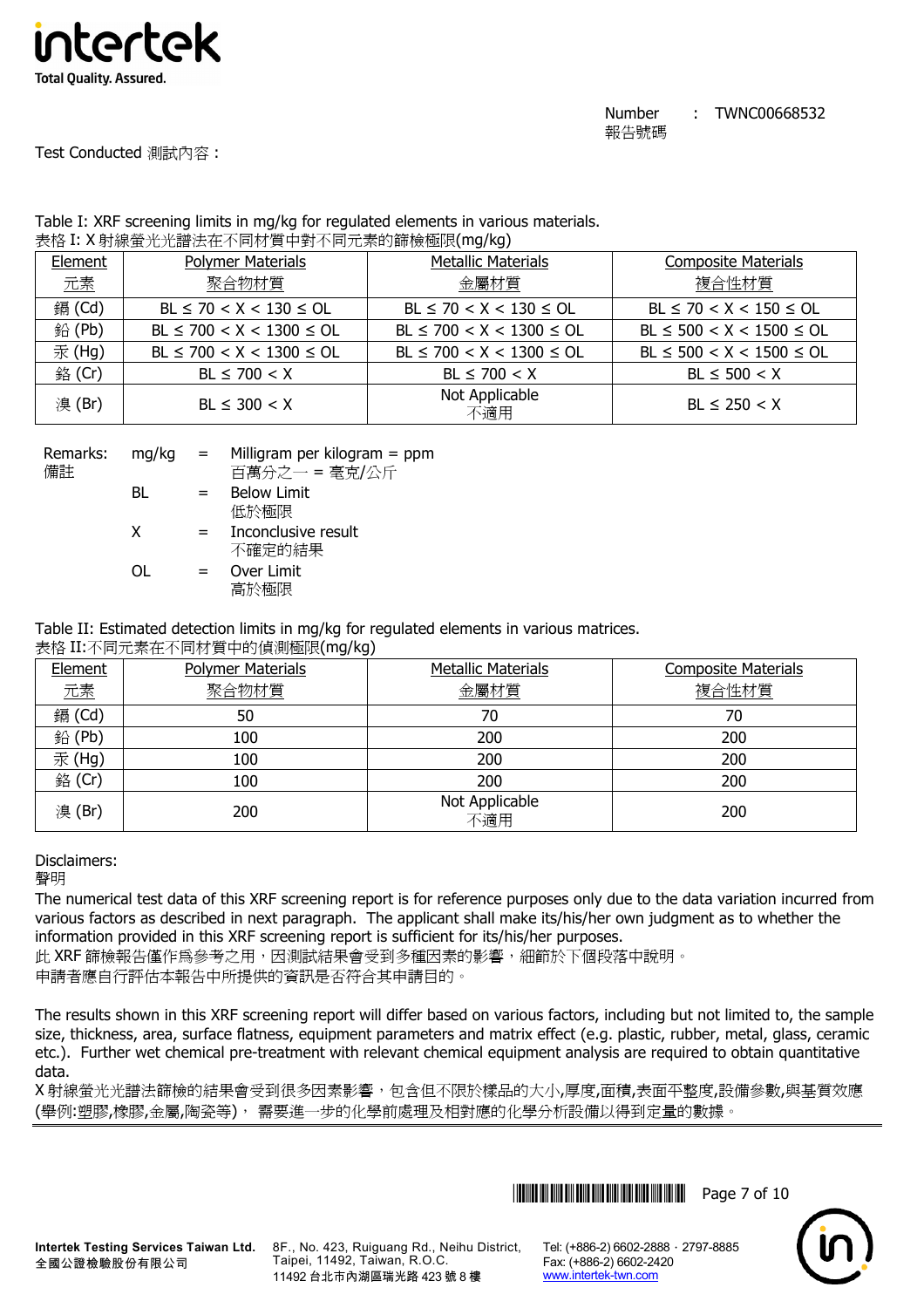Number 報告號碼 : TWNC00668532

Test Conducted 測試內容：

Table I: XRF screening limits in mg/kg for regulated elements in various materials.
表格 I: X 射線螢光光譜法在不同材質中對不同元素的篩檢極限(mg/kg)

| Element 元素 | Polymer Materials 聚合物材質 | Metallic Materials 金屬材質 | Composite Materials 複合性材質 |
|---|---|---|---|
| 鎘 (Cd) | BL ≤ 70 < X < 130 ≤ OL | BL ≤ 70 < X < 130 ≤ OL | BL ≤ 70 < X < 150 ≤ OL |
| 鉛 (Pb) | BL ≤ 700 < X < 1300 ≤ OL | BL ≤ 700 < X < 1300 ≤ OL | BL ≤ 500 < X < 1500 ≤ OL |
| 汞 (Hg) | BL ≤ 700 < X < 1300 ≤ OL | BL ≤ 700 < X < 1300 ≤ OL | BL ≤ 500 < X < 1500 ≤ OL |
| 鉻 (Cr) | BL ≤ 700 < X | BL ≤ 700 < X | BL ≤ 500 < X |
| 溴 (Br) | BL ≤ 300 < X | Not Applicable 不適用 | BL ≤ 250 < X |

Remarks: 備註

mg/kg = Milligram per kilogram = ppm
百萬分之一 = 毫克/公斤

BL = Below Limit
低於極限

X = Inconclusive result
不確定的結果

OL = Over Limit
高於極限

Table II: Estimated detection limits in mg/kg for regulated elements in various matrices.
表格 II:不同元素在不同材質中的偵測極限(mg/kg)

| Element 元素 | Polymer Materials 聚合物材質 | Metallic Materials 金屬材質 | Composite Materials 複合性材質 |
|---|---|---|---|
| 鎘 (Cd) | 50 | 70 | 70 |
| 鉛 (Pb) | 100 | 200 | 200 |
| 汞 (Hg) | 100 | 200 | 200 |
| 鉻 (Cr) | 100 | 200 | 200 |
| 溴 (Br) | 200 | Not Applicable 不適用 | 200 |

Disclaimers:
聲明

The numerical test data of this XRF screening report is for reference purposes only due to the data variation incurred from various factors as described in next paragraph. The applicant shall make its/his/her own judgment as to whether the information provided in this XRF screening report is sufficient for its/his/her purposes.
此 XRF 篩檢報告僅作爲參考之用，因測試結果會受到多種因素的影響，細節於下個段落中說明。
申請者應自行評估本報告中所提供的資訊是否符合其申請目的。

The results shown in this XRF screening report will differ based on various factors, including but not limited to, the sample size, thickness, area, surface flatness, equipment parameters and matrix effect (e.g. plastic, rubber, metal, glass, ceramic etc.). Further wet chemical pre-treatment with relevant chemical equipment analysis are required to obtain quantitative data.
X 射線螢光光譜法篩檢的結果會受到很多因素影響，包含但不限於樣品的大小,厚度,面積,表面平整度,設備參數,與基質效應(舉例:塑膠,橡膠,金屬,陶瓷等)， 需要進一步的化學前處理及相對應的化學分析設備以得到定量的數據。

**Intertek Testing Services Taiwan Ltd.**
**全國公證檢驗股份有限公司**
8F., No. 423, Ruiguang Rd., Neihu District, Taipei, 11492, Taiwan, R.O.C.
11492 台北市內湖區瑞光路 423 號 8 樓
Tel: (+886-2) 6602-2888．2797-8885
Fax: (+886-2) 6602-2420
www.intertek-twn.com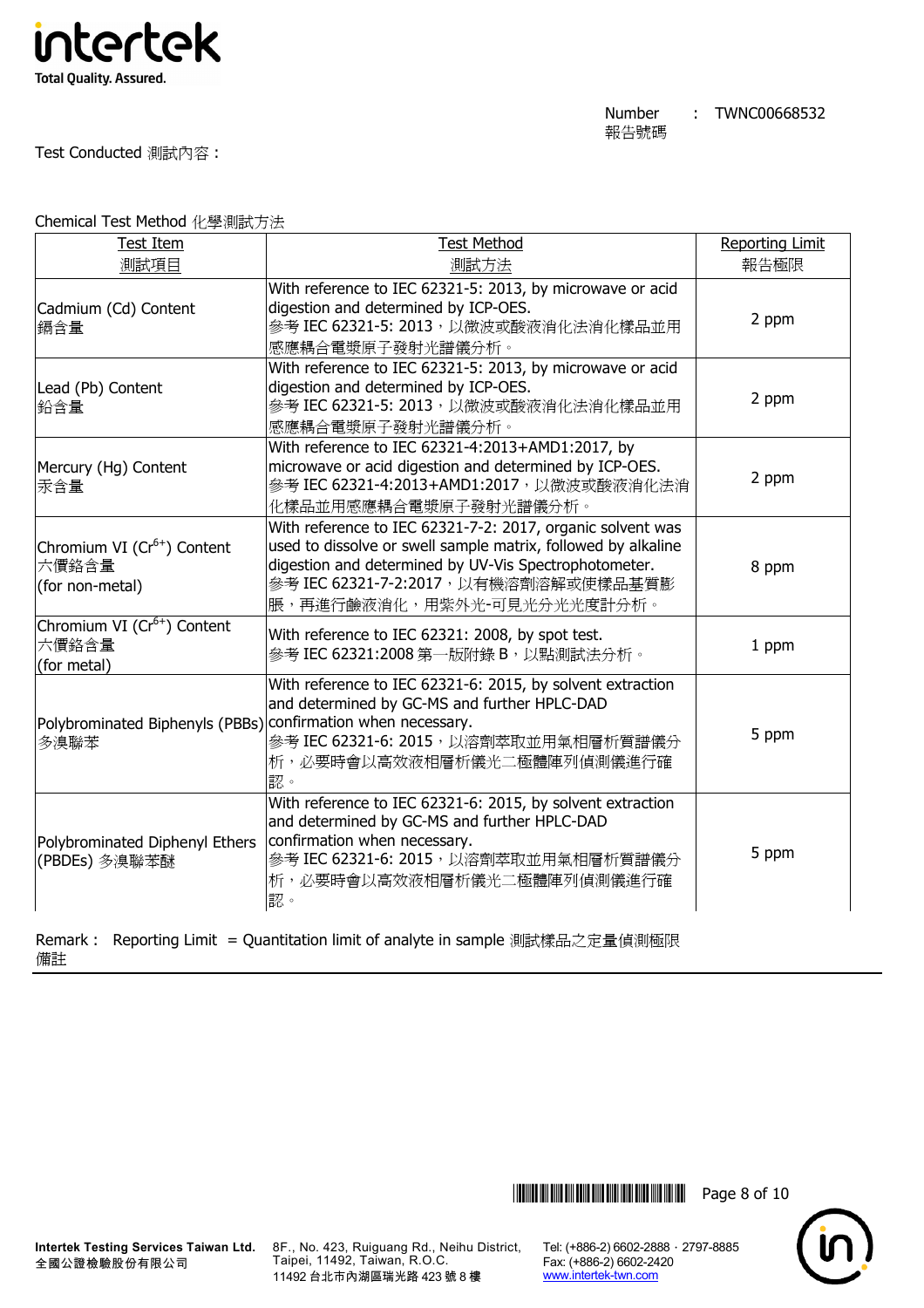Number 報告號碼 : TWNC00668532

Test Conducted 測試內容 :

Chemical Test Method 化學測試方法

| Test Item 測試項目 | Test Method 測試方法 | Reporting Limit 報告極限 |
|---|---|---|
| Cadmium (Cd) Content 鎘含量 | With reference to IEC 62321-5: 2013, by microwave or acid digestion and determined by ICP-OES. 參考 IEC 62321-5: 2013，以微波或酸液消化法消化樣品並用感應耦合電漿原子發射光譜儀分析。 | 2 ppm |
| Lead (Pb) Content 鉛含量 | With reference to IEC 62321-5: 2013, by microwave or acid digestion and determined by ICP-OES. 參考 IEC 62321-5: 2013，以微波或酸液消化法消化樣品並用感應耦合電漿原子發射光譜儀分析。 | 2 ppm |
| Mercury (Hg) Content 汞含量 | With reference to IEC 62321-4:2013+AMD1:2017, by microwave or acid digestion and determined by ICP-OES. 參考 IEC 62321-4:2013+AMD1:2017，以微波或酸液消化法消化樣品並用感應耦合電漿原子發射光譜儀分析。 | 2 ppm |
| Chromium VI ($Cr^{6+}$) Content 六價鉻含量 (for non-metal) | With reference to IEC 62321-7-2: 2017, organic solvent was used to dissolve or swell sample matrix, followed by alkaline digestion and determined by UV-Vis Spectrophotometer. 參考 IEC 62321-7-2:2017，以有機溶劑溶解或使樣品基質膨脹，再進行鹼液消化，用紫外光-可見光分光光度計分析。 | 8 ppm |
| Chromium VI ($Cr^{6+}$) Content 六價鉻含量 (for metal) | With reference to IEC 62321: 2008, by spot test. 參考 IEC 62321:2008 第一版附錄 B，以點測試法分析。 | 1 ppm |
| Polybrominated Biphenyls (PBBs) 多溴聯苯 | With reference to IEC 62321-6: 2015, by solvent extraction and determined by GC-MS and further HPLC-DAD confirmation when necessary. 參考 IEC 62321-6: 2015，以溶劑萃取並用氣相層析質譜儀分析，必要時會以高效液相層析儀光二極體陣列偵測儀進行確認。 | 5 ppm |
| Polybrominated Diphenyl Ethers (PBDEs) 多溴聯苯醚 | With reference to IEC 62321-6: 2015, by solvent extraction and determined by GC-MS and further HPLC-DAD confirmation when necessary. 參考 IEC 62321-6: 2015，以溶劑萃取並用氣相層析質譜儀分析，必要時會以高效液相層析儀光二極體陣列偵測儀進行確認。 | 5 ppm |

Remark : Reporting Limit = Quantitation limit of analyte in sample 測試樣品之定量偵測極限
備註

Intertek Testing Services Taiwan Ltd.
全國公證檢驗股份有限公司

8F., No. 423, Ruiguang Rd., Neihu District, Taipei, 11492, Taiwan, R.O.C.
11492 台北市內湖區瑞光路 423 號 8 樓

Tel: (+886-2) 6602-2888 · 2797-8885
Fax: (+886-2) 6602-2420
www.intertek-twn.com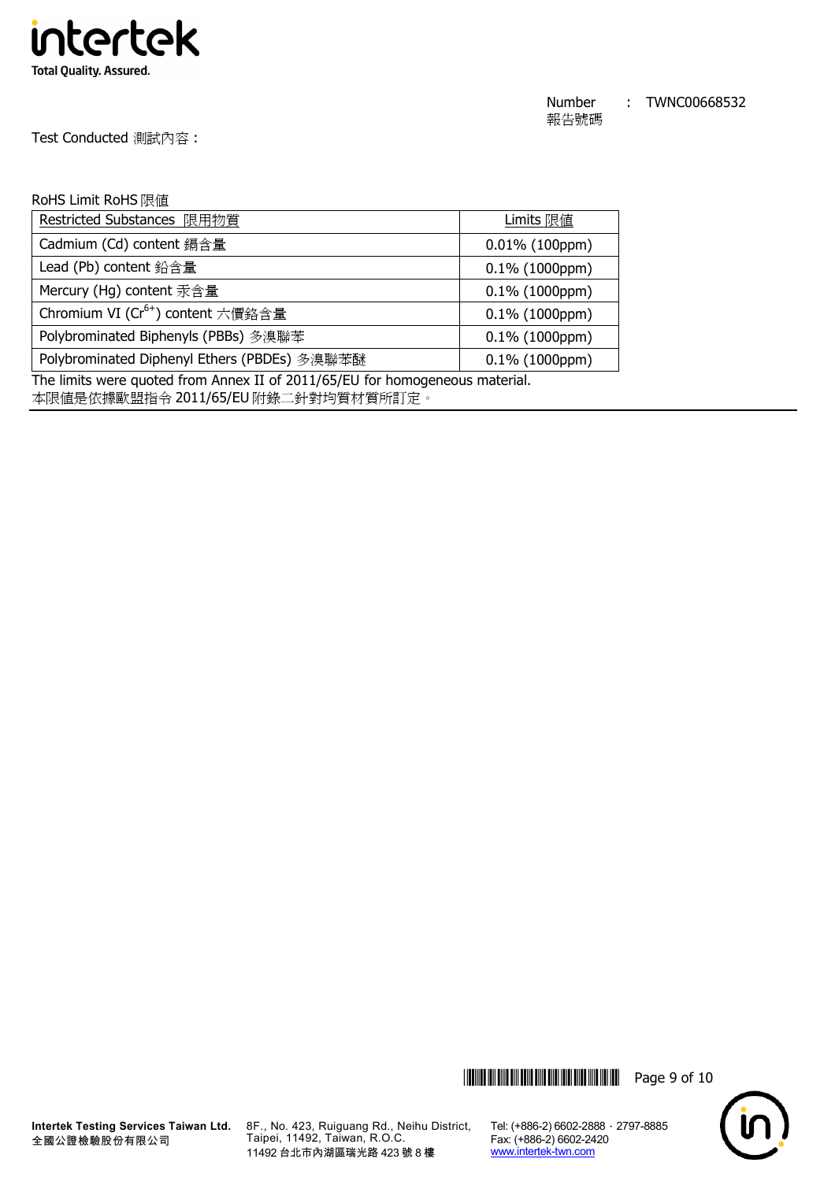Number 報告號碼 : TWNC00668532

Test Conducted 測試內容 :

RoHS Limit RoHS 限值

| Restricted Substances 限用物質 | Limits 限值 |
|---|---|
| Cadmium (Cd) content 鎘含量 | 0.01% (100ppm) |
| Lead (Pb) content 鉛含量 | 0.1% (1000ppm) |
| Mercury (Hg) content 汞含量 | 0.1% (1000ppm) |
| Chromium VI ($Cr^{6+}$) content 六價鉻含量 | 0.1% (1000ppm) |
| Polybrominated Biphenyls (PBBs) 多溴聯苯 | 0.1% (1000ppm) |
| Polybrominated Diphenyl Ethers (PBDEs) 多溴聯苯醚 | 0.1% (1000ppm) |

The limits were quoted from Annex II of 2011/65/EU for homogeneous material.
本限值是依據歐盟指令 2011/65/EU 附錄二針對均質材質所訂定。

Intertek Testing Services Taiwan Ltd.
全國公證檢驗股份有限公司

8F., No. 423, Ruiguang Rd., Neihu District, Taipei, 11492, Taiwan, R.O.C.
11492 台北市內湖區瑞光路 423 號 8 樓

Tel: (+886-2) 6602-2888 · 2797-8885
Fax: (+886-2) 6602-2420
www.intertek-twn.com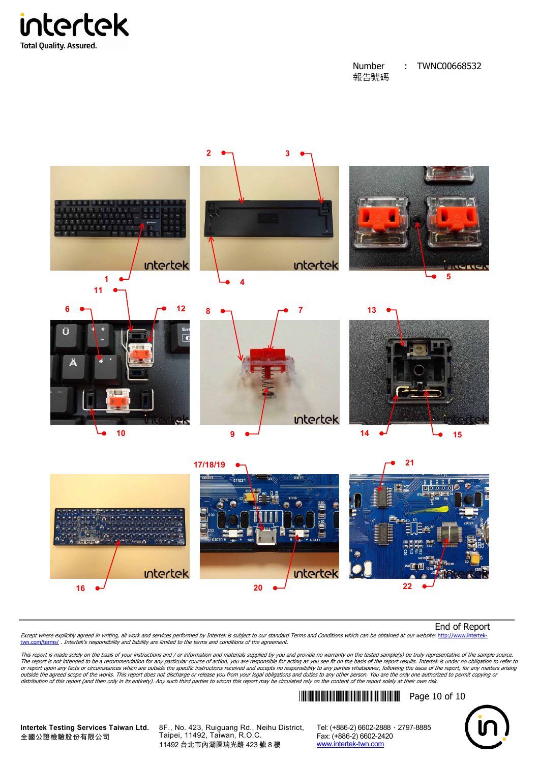Number 報告號碼 : TWNC00668532

1 2 3 4 5 6 7 8 9 10 11 12 13 14 15 16 17/18/19 20 21 22

End of Report

*Except where explicitly agreed in writing, all work and services performed by Intertek is subject to our standard Terms and Conditions which can be obtained at our website: http://www.intertek-twn.com/terms/ . Intertek's responsibility and liability are limited to the terms and conditions of the agreement.*

*This report is made solely on the basis of your instructions and / or information and materials supplied by you and provide no warranty on the tested sample(s) be truly representative of the sample source. The report is not intended to be a recommendation for any particular course of action, you are responsible for acting as you see fit on the basis of the report results. Intertek is under no obligation to refer to or report upon any facts or circumstances which are outside the specific instructions received and accepts no responsibility to any parties whatsoever, following the issue of the report, for any matters arising outside the agreed scope of the works. This report does not discharge or release you from your legal obligations and duties to any other person. You are the only one authorized to permit copying or distribution of this report (and then only in its entirety). Any such third parties to whom this report may be circulated rely on the content of the report solely at their own risk.*

**Intertek Testing Services Taiwan Ltd.**
全國公證檢驗股份有限公司

8F., No. 423, Ruiguang Rd., Neihu District, Taipei, 11492, Taiwan, R.O.C.
11492 台北市內湖區瑞光路 423 號 8 樓

Tel: (+886-2) 6602-2888 · 2797-8885
Fax: (+886-2) 6602-2420
www.intertek-twn.com